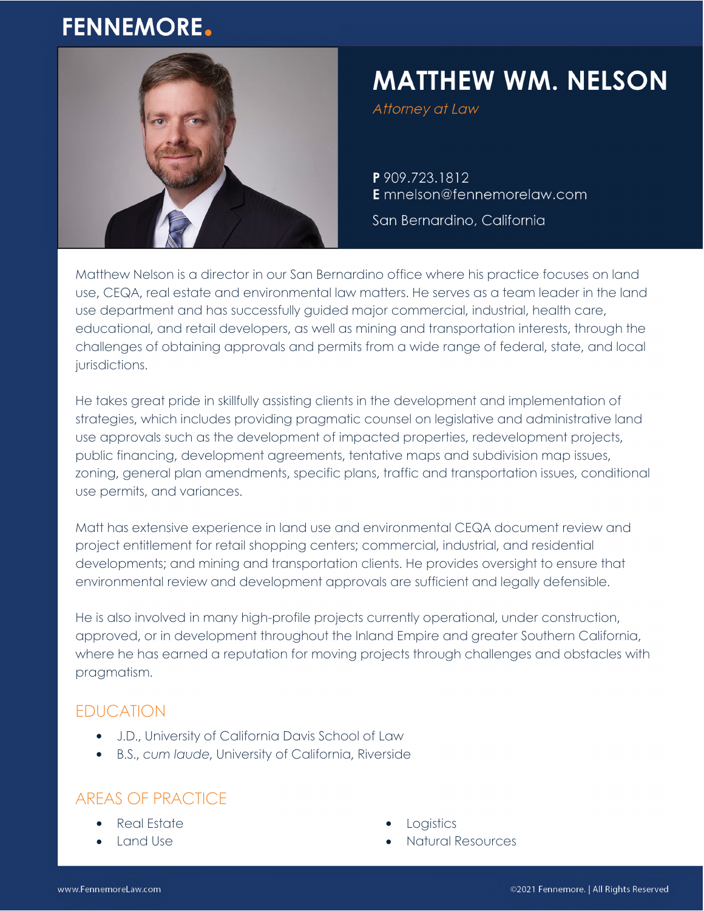FENNEMORE.

# MATTHEW WM. NELSON

*Attorney at Law*

**P** 909.723.1812
**E** mnelson@fennemorelaw.com

San Bernardino, California

Matthew Nelson is a director in our San Bernardino office where his practice focuses on land use, CEQA, real estate and environmental law matters. He serves as a team leader in the land use department and has successfully guided major commercial, industrial, health care, educational, and retail developers, as well as mining and transportation interests, through the challenges of obtaining approvals and permits from a wide range of federal, state, and local jurisdictions.

He takes great pride in skillfully assisting clients in the development and implementation of strategies, which includes providing pragmatic counsel on legislative and administrative land use approvals such as the development of impacted properties, redevelopment projects, public financing, development agreements, tentative maps and subdivision map issues, zoning, general plan amendments, specific plans, traffic and transportation issues, conditional use permits, and variances.

Matt has extensive experience in land use and environmental CEQA document review and project entitlement for retail shopping centers; commercial, industrial, and residential developments; and mining and transportation clients. He provides oversight to ensure that environmental review and development approvals are sufficient and legally defensible.

He is also involved in many high-profile projects currently operational, under construction, approved, or in development throughout the Inland Empire and greater Southern California, where he has earned a reputation for moving projects through challenges and obstacles with pragmatism.

## EDUCATION

- J.D., University of California Davis School of Law
- B.S., *cum laude*, University of California, Riverside

## AREAS OF PRACTICE

- Real Estate
- Land Use
- Logistics
- Natural Resources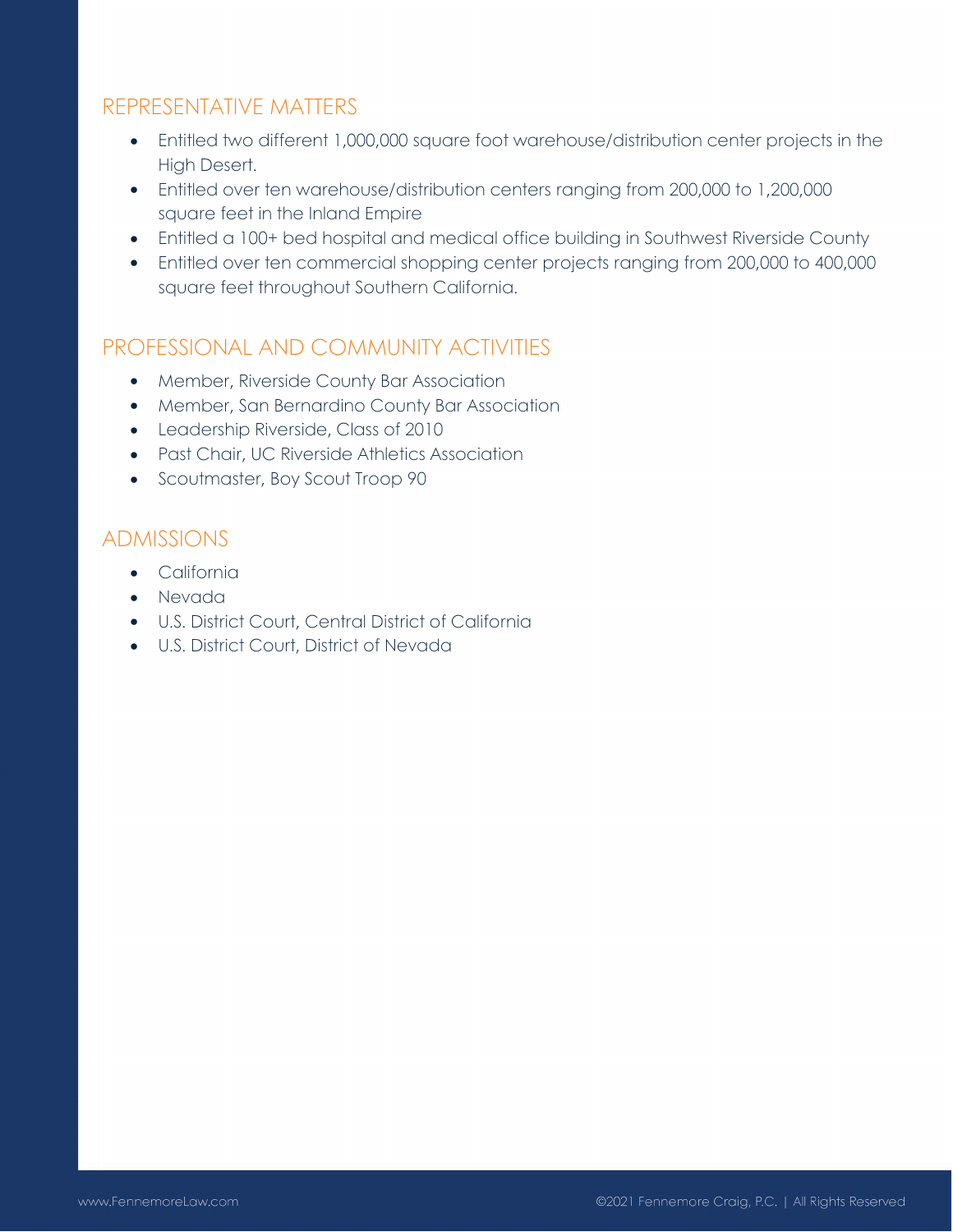## REPRESENTATIVE MATTERS

- Entitled two different 1,000,000 square foot warehouse/distribution center projects in the High Desert.
- Entitled over ten warehouse/distribution centers ranging from 200,000 to 1,200,000 square feet in the Inland Empire
- Entitled a 100+ bed hospital and medical office building in Southwest Riverside County
- Entitled over ten commercial shopping center projects ranging from 200,000 to 400,000 square feet throughout Southern California.

## PROFESSIONAL AND COMMUNITY ACTIVITIES

- Member, Riverside County Bar Association
- Member, San Bernardino County Bar Association
- Leadership Riverside, Class of 2010
- Past Chair, UC Riverside Athletics Association
- Scoutmaster, Boy Scout Troop 90

## ADMISSIONS

- California
- Nevada
- U.S. District Court, Central District of California
- U.S. District Court, District of Nevada